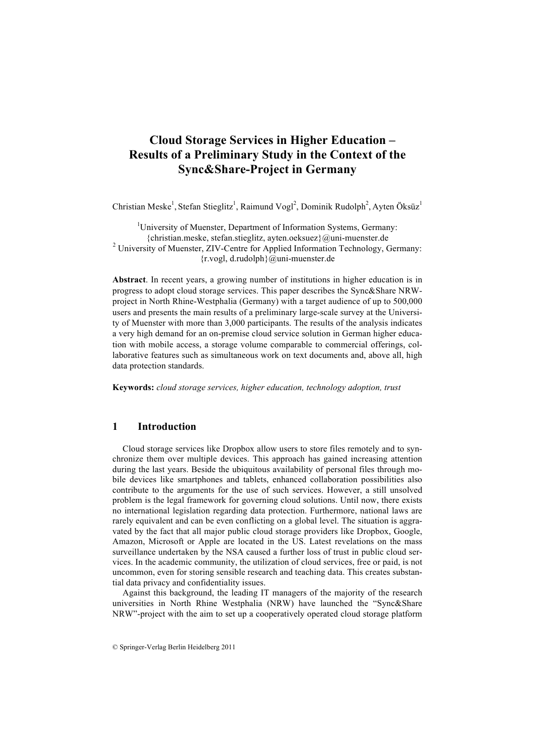# Cloud Storage Services in Higher Education – Results of a Preliminary Study in the Context of the Sync&Share-Project in Germany

Christian Meske[1], Stefan Stieglitz[1], Raimund Vogl[2], Dominik Rudolph[2], Ayten Öksüz[1]

[1]University of Muenster, Department of Information Systems, Germany: {christian.meske, stefan.stieglitz, ayten.oeksuez}@uni-muenster.de
[2] University of Muenster, ZIV-Centre for Applied Information Technology, Germany: {r.vogl, d.rudolph}@uni-muenster.de

**Abstract**. In recent years, a growing number of institutions in higher education is in progress to adopt cloud storage services. This paper describes the Sync&Share NRW-project in North Rhine-Westphalia (Germany) with a target audience of up to 500,000 users and presents the main results of a preliminary large-scale survey at the University of Muenster with more than 3,000 participants. The results of the analysis indicates a very high demand for an on-premise cloud service solution in German higher education with mobile access, a storage volume comparable to commercial offerings, collaborative features such as simultaneous work on text documents and, above all, high data protection standards.

**Keywords:** *cloud storage services, higher education, technology adoption, trust*

## 1 Introduction

Cloud storage services like Dropbox allow users to store files remotely and to synchronize them over multiple devices. This approach has gained increasing attention during the last years. Beside the ubiquitous availability of personal files through mobile devices like smartphones and tablets, enhanced collaboration possibilities also contribute to the arguments for the use of such services. However, a still unsolved problem is the legal framework for governing cloud solutions. Until now, there exists no international legislation regarding data protection. Furthermore, national laws are rarely equivalent and can be even conflicting on a global level. The situation is aggravated by the fact that all major public cloud storage providers like Dropbox, Google, Amazon, Microsoft or Apple are located in the US. Latest revelations on the mass surveillance undertaken by the NSA caused a further loss of trust in public cloud services. In the academic community, the utilization of cloud services, free or paid, is not uncommon, even for storing sensible research and teaching data. This creates substantial data privacy and confidentiality issues.

Against this background, the leading IT managers of the majority of the research universities in North Rhine Westphalia (NRW) have launched the "Sync&Share NRW"-project with the aim to set up a cooperatively operated cloud storage platform

© Springer-Verlag Berlin Heidelberg 2011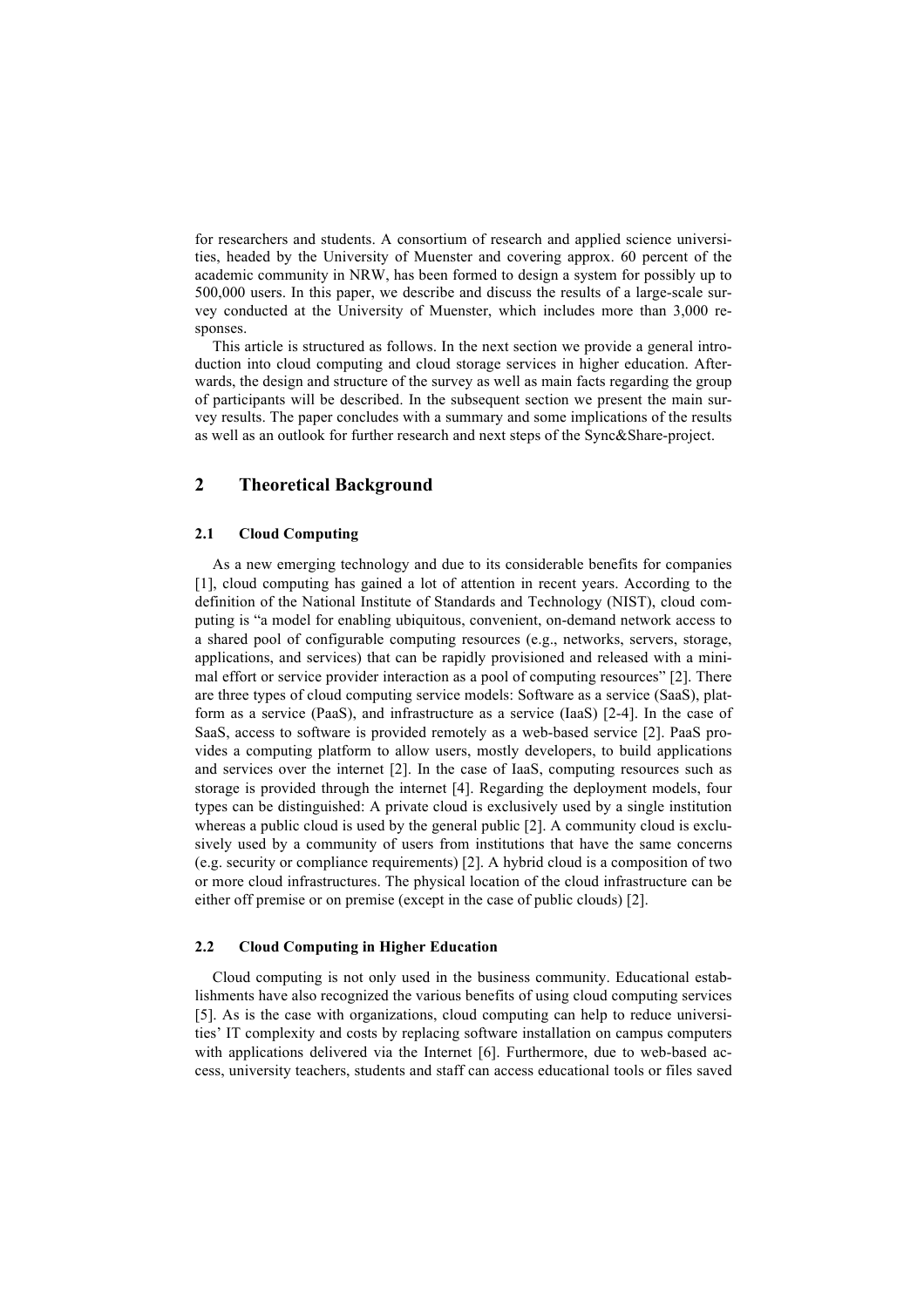for researchers and students. A consortium of research and applied science universities, headed by the University of Muenster and covering approx. 60 percent of the academic community in NRW, has been formed to design a system for possibly up to 500,000 users. In this paper, we describe and discuss the results of a large-scale survey conducted at the University of Muenster, which includes more than 3,000 responses.

This article is structured as follows. In the next section we provide a general introduction into cloud computing and cloud storage services in higher education. Afterwards, the design and structure of the survey as well as main facts regarding the group of participants will be described. In the subsequent section we present the main survey results. The paper concludes with a summary and some implications of the results as well as an outlook for further research and next steps of the Sync&Share-project.

## 2 Theoretical Background

### 2.1 Cloud Computing

As a new emerging technology and due to its considerable benefits for companies [1], cloud computing has gained a lot of attention in recent years. According to the definition of the National Institute of Standards and Technology (NIST), cloud computing is "a model for enabling ubiquitous, convenient, on-demand network access to a shared pool of configurable computing resources (e.g., networks, servers, storage, applications, and services) that can be rapidly provisioned and released with a minimal effort or service provider interaction as a pool of computing resources" [2]. There are three types of cloud computing service models: Software as a service (SaaS), platform as a service (PaaS), and infrastructure as a service (IaaS) [2-4]. In the case of SaaS, access to software is provided remotely as a web-based service [2]. PaaS provides a computing platform to allow users, mostly developers, to build applications and services over the internet [2]. In the case of IaaS, computing resources such as storage is provided through the internet [4]. Regarding the deployment models, four types can be distinguished: A private cloud is exclusively used by a single institution whereas a public cloud is used by the general public [2]. A community cloud is exclusively used by a community of users from institutions that have the same concerns (e.g. security or compliance requirements) [2]. A hybrid cloud is a composition of two or more cloud infrastructures. The physical location of the cloud infrastructure can be either off premise or on premise (except in the case of public clouds) [2].

### 2.2 Cloud Computing in Higher Education

Cloud computing is not only used in the business community. Educational establishments have also recognized the various benefits of using cloud computing services [5]. As is the case with organizations, cloud computing can help to reduce universities' IT complexity and costs by replacing software installation on campus computers with applications delivered via the Internet [6]. Furthermore, due to web-based access, university teachers, students and staff can access educational tools or files saved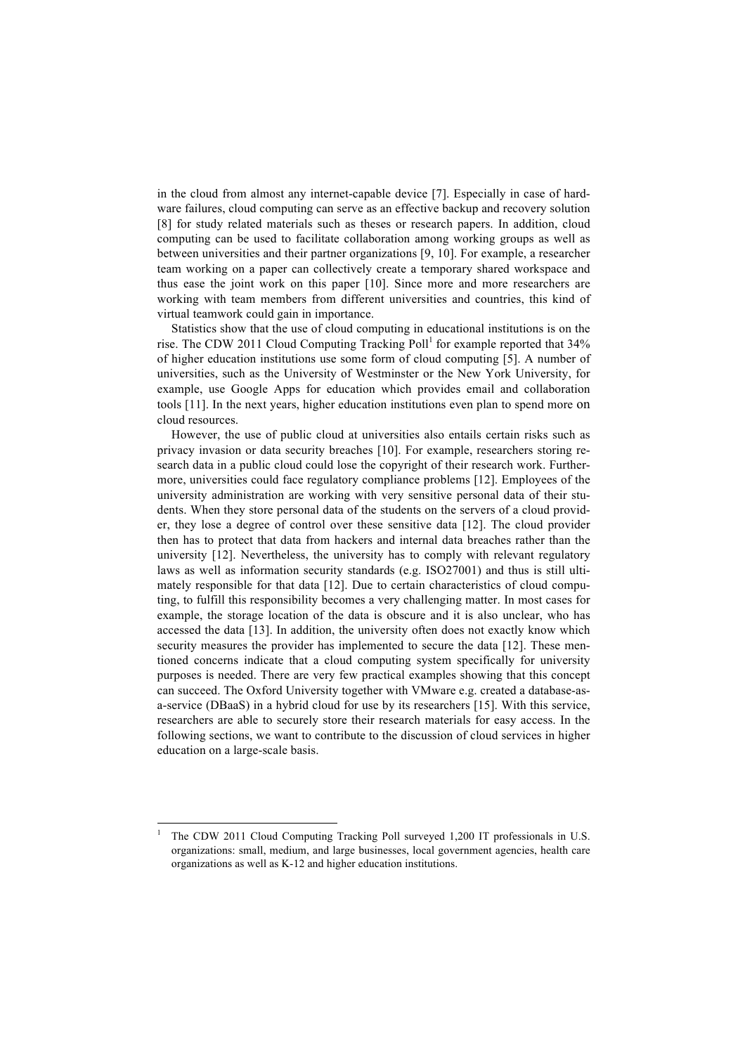in the cloud from almost any internet-capable device [7]. Especially in case of hardware failures, cloud computing can serve as an effective backup and recovery solution [8] for study related materials such as theses or research papers. In addition, cloud computing can be used to facilitate collaboration among working groups as well as between universities and their partner organizations [9, 10]. For example, a researcher team working on a paper can collectively create a temporary shared workspace and thus ease the joint work on this paper [10]. Since more and more researchers are working with team members from different universities and countries, this kind of virtual teamwork could gain in importance.

Statistics show that the use of cloud computing in educational institutions is on the rise. The CDW 2011 Cloud Computing Tracking Poll[1] for example reported that 34% of higher education institutions use some form of cloud computing [5]. A number of universities, such as the University of Westminster or the New York University, for example, use Google Apps for education which provides email and collaboration tools [11]. In the next years, higher education institutions even plan to spend more on cloud resources.

However, the use of public cloud at universities also entails certain risks such as privacy invasion or data security breaches [10]. For example, researchers storing research data in a public cloud could lose the copyright of their research work. Furthermore, universities could face regulatory compliance problems [12]. Employees of the university administration are working with very sensitive personal data of their students. When they store personal data of the students on the servers of a cloud provider, they lose a degree of control over these sensitive data [12]. The cloud provider then has to protect that data from hackers and internal data breaches rather than the university [12]. Nevertheless, the university has to comply with relevant regulatory laws as well as information security standards (e.g. ISO27001) and thus is still ultimately responsible for that data [12]. Due to certain characteristics of cloud computing, to fulfill this responsibility becomes a very challenging matter. In most cases for example, the storage location of the data is obscure and it is also unclear, who has accessed the data [13]. In addition, the university often does not exactly know which security measures the provider has implemented to secure the data [12]. These mentioned concerns indicate that a cloud computing system specifically for university purposes is needed. There are very few practical examples showing that this concept can succeed. The Oxford University together with VMware e.g. created a database-as-a-service (DBaaS) in a hybrid cloud for use by its researchers [15]. With this service, researchers are able to securely store their research materials for easy access. In the following sections, we want to contribute to the discussion of cloud services in higher education on a large-scale basis.

---

[1] The CDW 2011 Cloud Computing Tracking Poll surveyed 1,200 IT professionals in U.S. organizations: small, medium, and large businesses, local government agencies, health care organizations as well as K-12 and higher education institutions.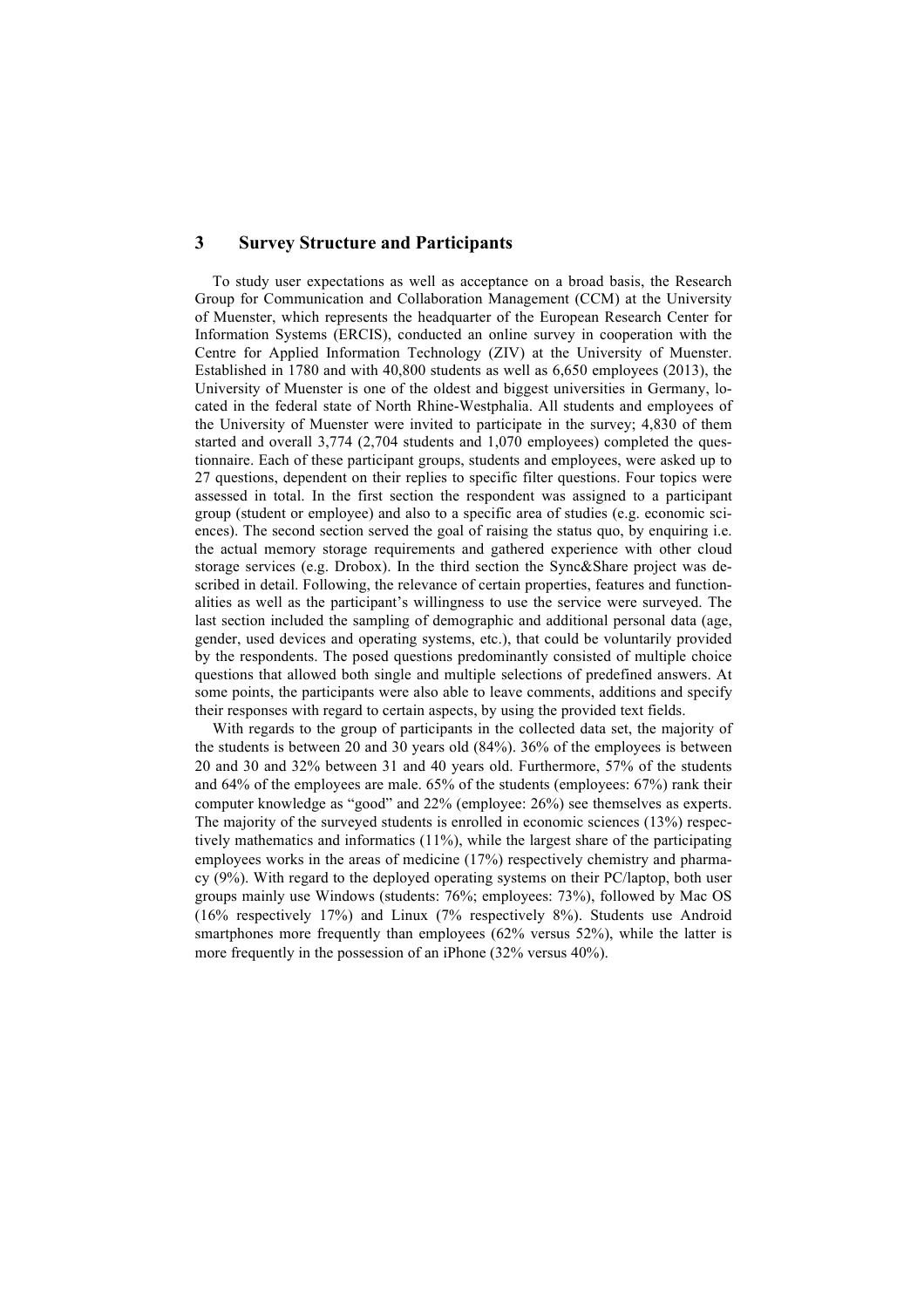## 3 Survey Structure and Participants

To study user expectations as well as acceptance on a broad basis, the Research Group for Communication and Collaboration Management (CCM) at the University of Muenster, which represents the headquarter of the European Research Center for Information Systems (ERCIS), conducted an online survey in cooperation with the Centre for Applied Information Technology (ZIV) at the University of Muenster. Established in 1780 and with 40,800 students as well as 6,650 employees (2013), the University of Muenster is one of the oldest and biggest universities in Germany, located in the federal state of North Rhine-Westphalia. All students and employees of the University of Muenster were invited to participate in the survey; 4,830 of them started and overall 3,774 (2,704 students and 1,070 employees) completed the questionnaire. Each of these participant groups, students and employees, were asked up to 27 questions, dependent on their replies to specific filter questions. Four topics were assessed in total. In the first section the respondent was assigned to a participant group (student or employee) and also to a specific area of studies (e.g. economic sciences). The second section served the goal of raising the status quo, by enquiring i.e. the actual memory storage requirements and gathered experience with other cloud storage services (e.g. Drobox). In the third section the Sync&Share project was described in detail. Following, the relevance of certain properties, features and functionalities as well as the participant's willingness to use the service were surveyed. The last section included the sampling of demographic and additional personal data (age, gender, used devices and operating systems, etc.), that could be voluntarily provided by the respondents. The posed questions predominantly consisted of multiple choice questions that allowed both single and multiple selections of predefined answers. At some points, the participants were also able to leave comments, additions and specify their responses with regard to certain aspects, by using the provided text fields.

With regards to the group of participants in the collected data set, the majority of the students is between 20 and 30 years old (84%). 36% of the employees is between 20 and 30 and 32% between 31 and 40 years old. Furthermore, 57% of the students and 64% of the employees are male. 65% of the students (employees: 67%) rank their computer knowledge as "good" and 22% (employee: 26%) see themselves as experts. The majority of the surveyed students is enrolled in economic sciences (13%) respectively mathematics and informatics (11%), while the largest share of the participating employees works in the areas of medicine (17%) respectively chemistry and pharmacy (9%). With regard to the deployed operating systems on their PC/laptop, both user groups mainly use Windows (students: 76%; employees: 73%), followed by Mac OS (16% respectively 17%) and Linux (7% respectively 8%). Students use Android smartphones more frequently than employees (62% versus 52%), while the latter is more frequently in the possession of an iPhone (32% versus 40%).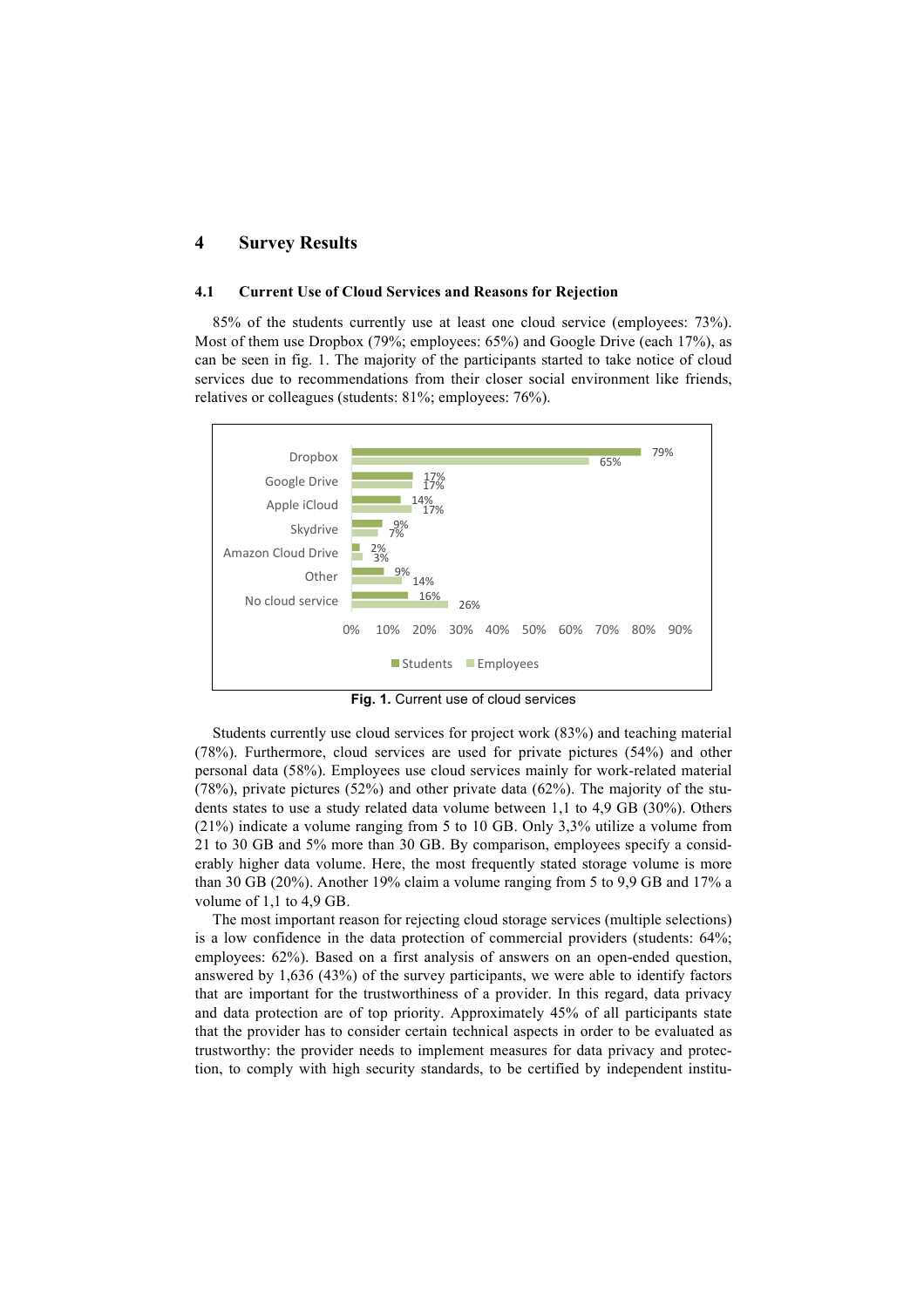## 4 Survey Results

### 4.1 Current Use of Cloud Services and Reasons for Rejection

85% of the students currently use at least one cloud service (employees: 73%). Most of them use Dropbox (79%; employees: 65%) and Google Drive (each 17%), as can be seen in fig. 1. The majority of the participants started to take notice of cloud services due to recommendations from their closer social environment like friends, relatives or colleagues (students: 81%; employees: 76%).

| | Students | Employees |
|---|---|---|
| Dropbox | 79% | 65% |
| Google Drive | 17% | 17% |
| Apple iCloud | 14% | 17% |
| Skydrive | 9% | 7% |
| Amazon Cloud Drive | 2% | 3% |
| Other | 9% | 14% |
| No cloud service | 16% | 26% |

**Fig. 1.** Current use of cloud services

Students currently use cloud services for project work (83%) and teaching material (78%). Furthermore, cloud services are used for private pictures (54%) and other personal data (58%). Employees use cloud services mainly for work-related material (78%), private pictures (52%) and other private data (62%). The majority of the students states to use a study related data volume between 1,1 to 4,9 GB (30%). Others (21%) indicate a volume ranging from 5 to 10 GB. Only 3,3% utilize a volume from 21 to 30 GB and 5% more than 30 GB. By comparison, employees specify a considerably higher data volume. Here, the most frequently stated storage volume is more than 30 GB (20%). Another 19% claim a volume ranging from 5 to 9,9 GB and 17% a volume of 1,1 to 4,9 GB.

The most important reason for rejecting cloud storage services (multiple selections) is a low confidence in the data protection of commercial providers (students: 64%; employees: 62%). Based on a first analysis of answers on an open-ended question, answered by 1,636 (43%) of the survey participants, we were able to identify factors that are important for the trustworthiness of a provider. In this regard, data privacy and data protection are of top priority. Approximately 45% of all participants state that the provider has to consider certain technical aspects in order to be evaluated as trustworthy: the provider needs to implement measures for data privacy and protection, to comply with high security standards, to be certified by independent institu-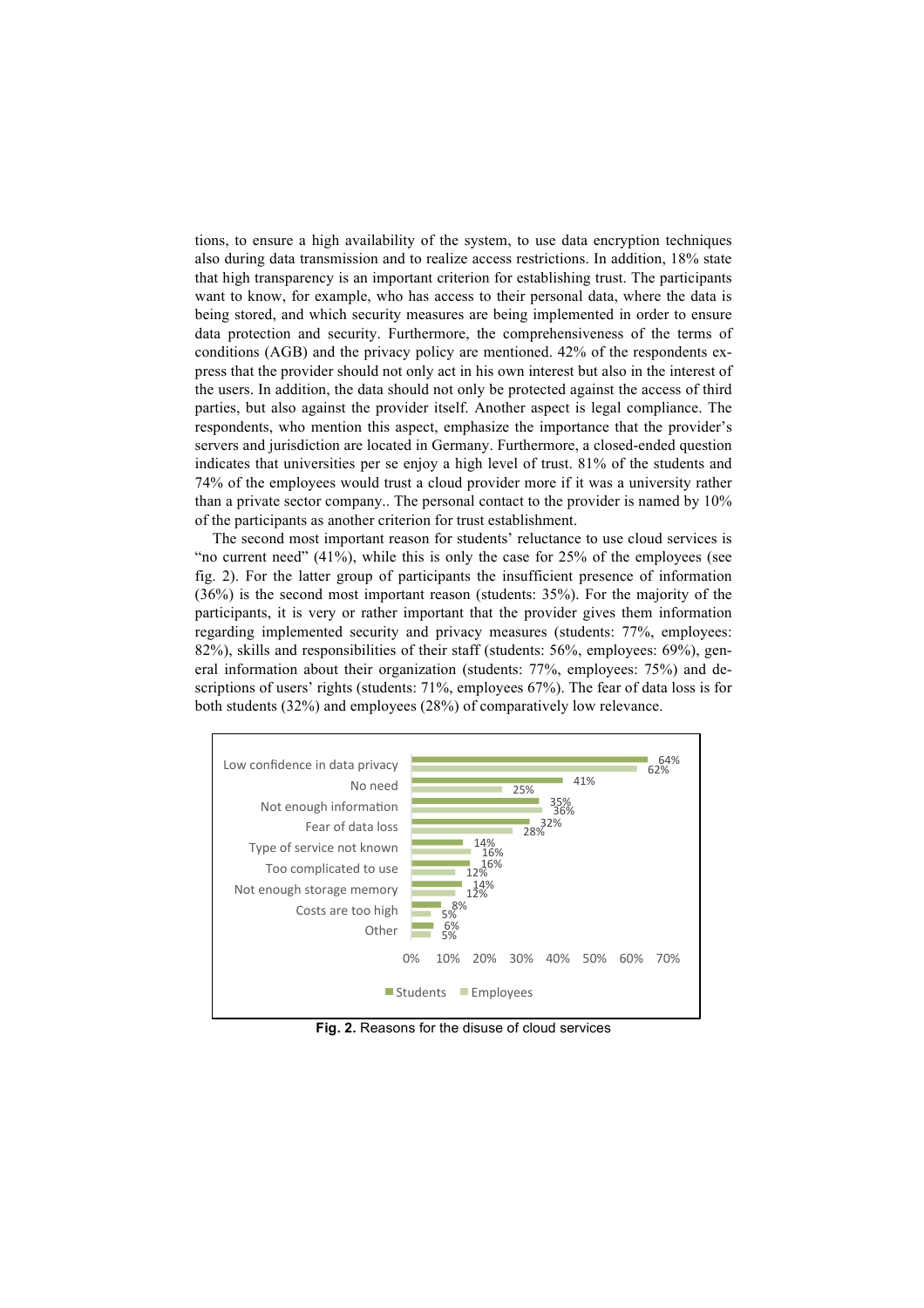tions, to ensure a high availability of the system, to use data encryption techniques also during data transmission and to realize access restrictions. In addition, 18% state that high transparency is an important criterion for establishing trust. The participants want to know, for example, who has access to their personal data, where the data is being stored, and which security measures are being implemented in order to ensure data protection and security. Furthermore, the comprehensiveness of the terms of conditions (AGB) and the privacy policy are mentioned. 42% of the respondents express that the provider should not only act in his own interest but also in the interest of the users. In addition, the data should not only be protected against the access of third parties, but also against the provider itself. Another aspect is legal compliance. The respondents, who mention this aspect, emphasize the importance that the provider's servers and jurisdiction are located in Germany. Furthermore, a closed-ended question indicates that universities per se enjoy a high level of trust. 81% of the students and 74% of the employees would trust a cloud provider more if it was a university rather than a private sector company.. The personal contact to the provider is named by 10% of the participants as another criterion for trust establishment.

The second most important reason for students' reluctance to use cloud services is "no current need" (41%), while this is only the case for 25% of the employees (see fig. 2). For the latter group of participants the insufficient presence of information (36%) is the second most important reason (students: 35%). For the majority of the participants, it is very or rather important that the provider gives them information regarding implemented security and privacy measures (students: 77%, employees: 82%), skills and responsibilities of their staff (students: 56%, employees: 69%), general information about their organization (students: 77%, employees: 75%) and descriptions of users' rights (students: 71%, employees 67%). The fear of data loss is for both students (32%) and employees (28%) of comparatively low relevance.

| Reason | Students | Employees |
|---|---|---|
| Low confidence in data privacy | 64% | 62% |
| No need | 41% | 25% |
| Not enough information | 35% | 36% |
| Fear of data loss | 32% | 28% |
| Type of service not known | 14% | 16% |
| Too complicated to use | 16% | 12% |
| Not enough storage memory | 14% | 12% |
| Costs are too high | 8% | 5% |
| Other | 6% | 5% |

**Fig. 2.** Reasons for the disuse of cloud services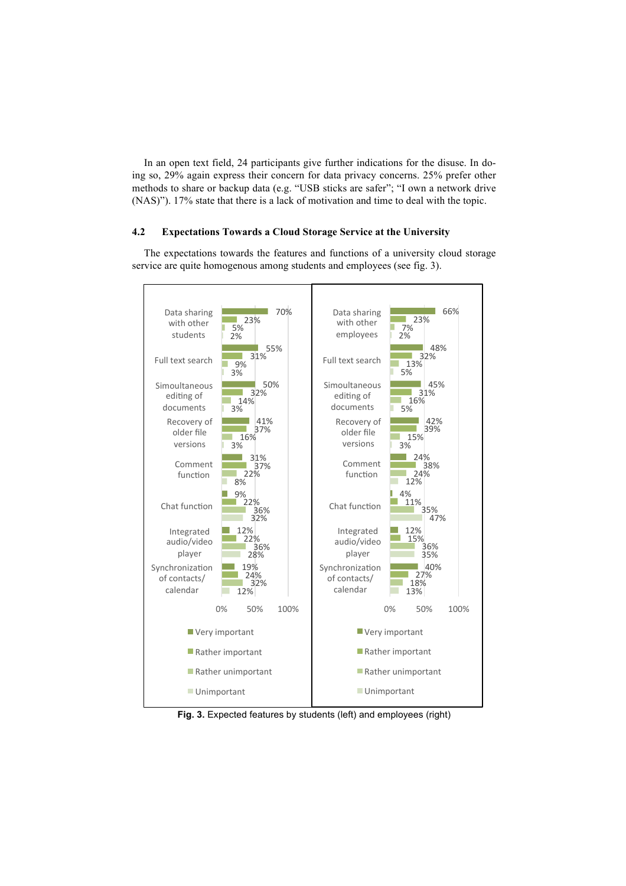In an open text field, 24 participants give further indications for the disuse. In doing so, 29% again express their concern for data privacy concerns. 25% prefer other methods to share or backup data (e.g. “USB sticks are safer”; “I own a network drive (NAS)”). 17% state that there is a lack of motivation and time to deal with the topic.

### 4.2 Expectations Towards a Cloud Storage Service at the University

The expectations towards the features and functions of a university cloud storage service are quite homogenous among students and employees (see fig. 3).

**Students (left)**

| Feature | Very important | Rather important | Rather unimportant | Unimportant |
|---|---|---|---|---|
| Data sharing with other students | 70% | 23% | 5% | 2% |
| Full text search | 55% | 31% | 9% | 3% |
| Simoultaneous editing of documents | 50% | 32% | 14% | 3% |
| Recovery of older file versions | 41% | 37% | 16% | 3% |
| Comment function | 31% | 37% | 22% | 8% |
| Chat function | 9% | 22% | 36% | 32% |
| Integrated audio/video player | 12% | 22% | 36% | 28% |
| Synchronization of contacts/ calendar | 19% | 24% | 32% | 12% |

**Employees (right)**

| Feature | Very important | Rather important | Rather unimportant | Unimportant |
|---|---|---|---|---|
| Data sharing with other employees | 66% | 23% | 7% | 2% |
| Full text search | 48% | 32% | 13% | 5% |
| Simoultaneous editing of documents | 45% | 31% | 16% | 5% |
| Recovery of older file versions | 42% | 39% | 15% | 3% |
| Comment function | 24% | 38% | 24% | 12% |
| Chat function | 4% | 11% | 35% | 47% |
| Integrated audio/video player | 12% | 15% | 36% | 35% |
| Synchronization of contacts/ calendar | 40% | 27% | 18% | 13% |

**Fig. 3.** Expected features by students (left) and employees (right)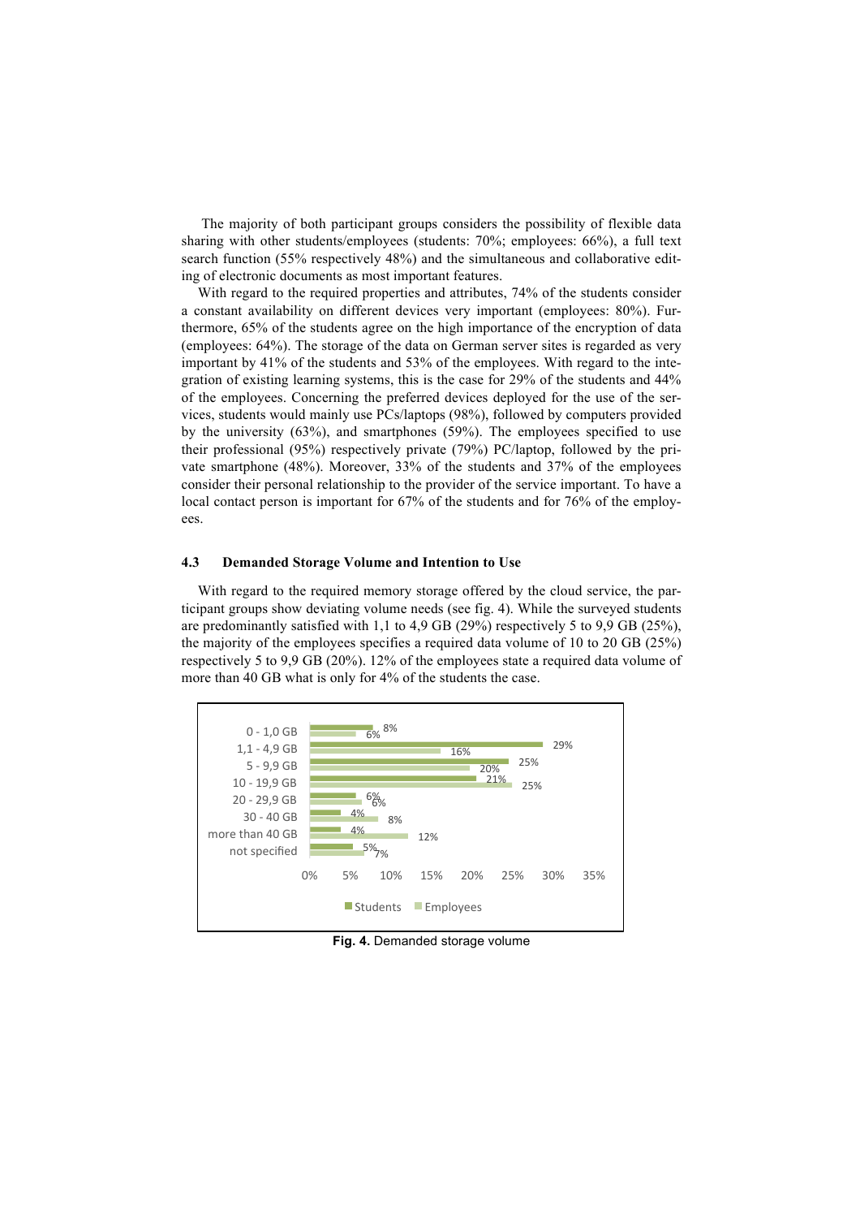The majority of both participant groups considers the possibility of flexible data sharing with other students/employees (students: 70%; employees: 66%), a full text search function (55% respectively 48%) and the simultaneous and collaborative editing of electronic documents as most important features.

With regard to the required properties and attributes, 74% of the students consider a constant availability on different devices very important (employees: 80%). Furthermore, 65% of the students agree on the high importance of the encryption of data (employees: 64%). The storage of the data on German server sites is regarded as very important by 41% of the students and 53% of the employees. With regard to the integration of existing learning systems, this is the case for 29% of the students and 44% of the employees. Concerning the preferred devices deployed for the use of the services, students would mainly use PCs/laptops (98%), followed by computers provided by the university (63%), and smartphones (59%). The employees specified to use their professional (95%) respectively private (79%) PC/laptop, followed by the private smartphone (48%). Moreover, 33% of the students and 37% of the employees consider their personal relationship to the provider of the service important. To have a local contact person is important for 67% of the students and for 76% of the employees.

### 4.3 Demanded Storage Volume and Intention to Use

With regard to the required memory storage offered by the cloud service, the participant groups show deviating volume needs (see fig. 4). While the surveyed students are predominantly satisfied with 1,1 to 4,9 GB (29%) respectively 5 to 9,9 GB (25%), the majority of the employees specifies a required data volume of 10 to 20 GB (25%) respectively 5 to 9,9 GB (20%). 12% of the employees state a required data volume of more than 40 GB what is only for 4% of the students the case.

| | Students | Employees |
|---|---|---|
| 0 - 1,0 GB | 8% | 6% |
| 1,1 - 4,9 GB | 29% | 16% |
| 5 - 9,9 GB | 25% | 20% |
| 10 - 19,9 GB | 21% | 25% |
| 20 - 29,9 GB | 6% | 6% |
| 30 - 40 GB | 4% | 8% |
| more than 40 GB | 4% | 12% |
| not specified | 5% | 7% |

**Fig. 4.** Demanded storage volume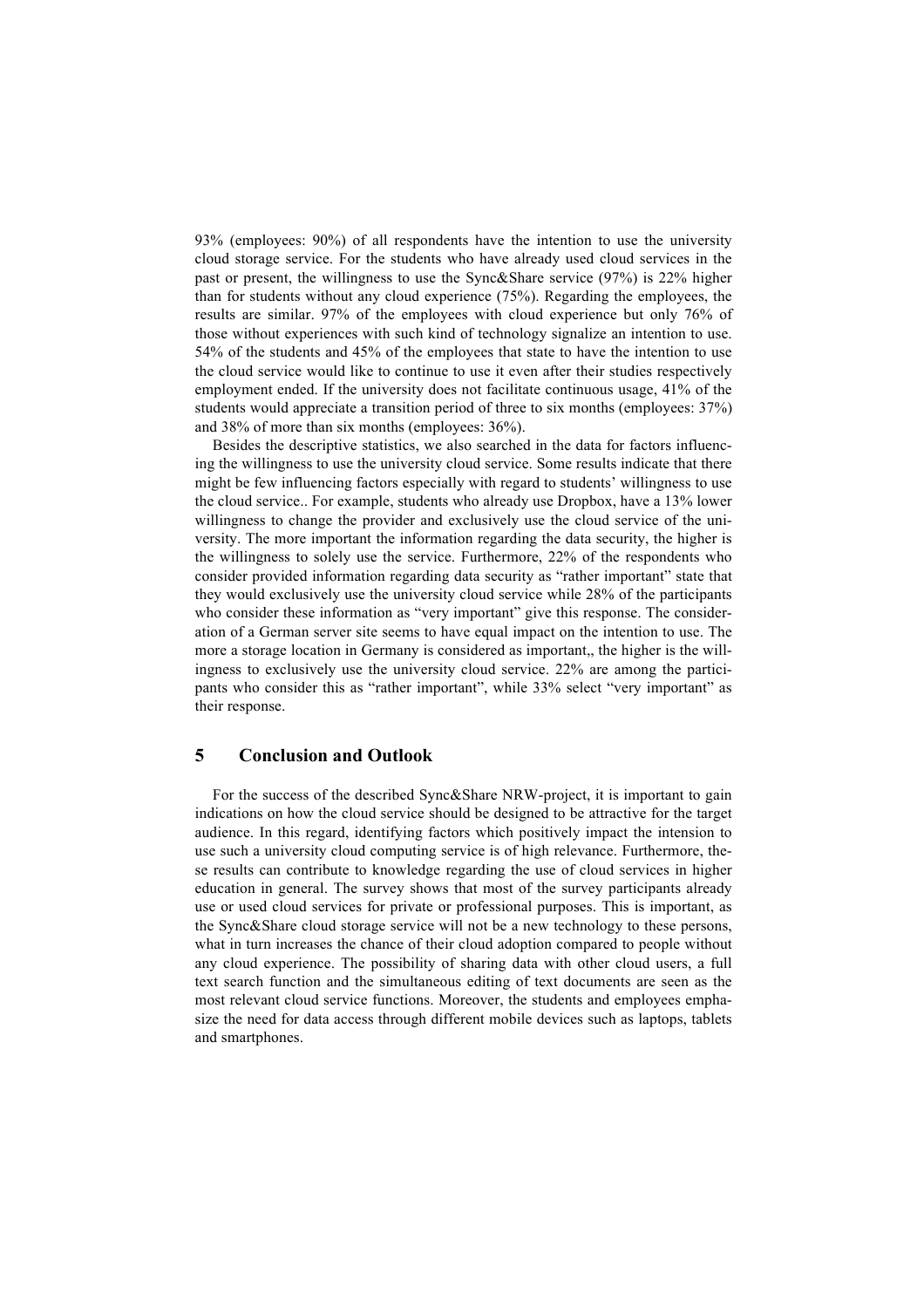93% (employees: 90%) of all respondents have the intention to use the university cloud storage service. For the students who have already used cloud services in the past or present, the willingness to use the Sync&Share service (97%) is 22% higher than for students without any cloud experience (75%). Regarding the employees, the results are similar. 97% of the employees with cloud experience but only 76% of those without experiences with such kind of technology signalize an intention to use. 54% of the students and 45% of the employees that state to have the intention to use the cloud service would like to continue to use it even after their studies respectively employment ended. If the university does not facilitate continuous usage, 41% of the students would appreciate a transition period of three to six months (employees: 37%) and 38% of more than six months (employees: 36%).

Besides the descriptive statistics, we also searched in the data for factors influencing the willingness to use the university cloud service. Some results indicate that there might be few influencing factors especially with regard to students' willingness to use the cloud service.. For example, students who already use Dropbox, have a 13% lower willingness to change the provider and exclusively use the cloud service of the university. The more important the information regarding the data security, the higher is the willingness to solely use the service. Furthermore, 22% of the respondents who consider provided information regarding data security as "rather important" state that they would exclusively use the university cloud service while 28% of the participants who consider these information as "very important" give this response. The consideration of a German server site seems to have equal impact on the intention to use. The more a storage location in Germany is considered as important,, the higher is the willingness to exclusively use the university cloud service. 22% are among the participants who consider this as "rather important", while 33% select "very important" as their response.

## 5 Conclusion and Outlook

For the success of the described Sync&Share NRW-project, it is important to gain indications on how the cloud service should be designed to be attractive for the target audience. In this regard, identifying factors which positively impact the intension to use such a university cloud computing service is of high relevance. Furthermore, these results can contribute to knowledge regarding the use of cloud services in higher education in general. The survey shows that most of the survey participants already use or used cloud services for private or professional purposes. This is important, as the Sync&Share cloud storage service will not be a new technology to these persons, what in turn increases the chance of their cloud adoption compared to people without any cloud experience. The possibility of sharing data with other cloud users, a full text search function and the simultaneous editing of text documents are seen as the most relevant cloud service functions. Moreover, the students and employees emphasize the need for data access through different mobile devices such as laptops, tablets and smartphones.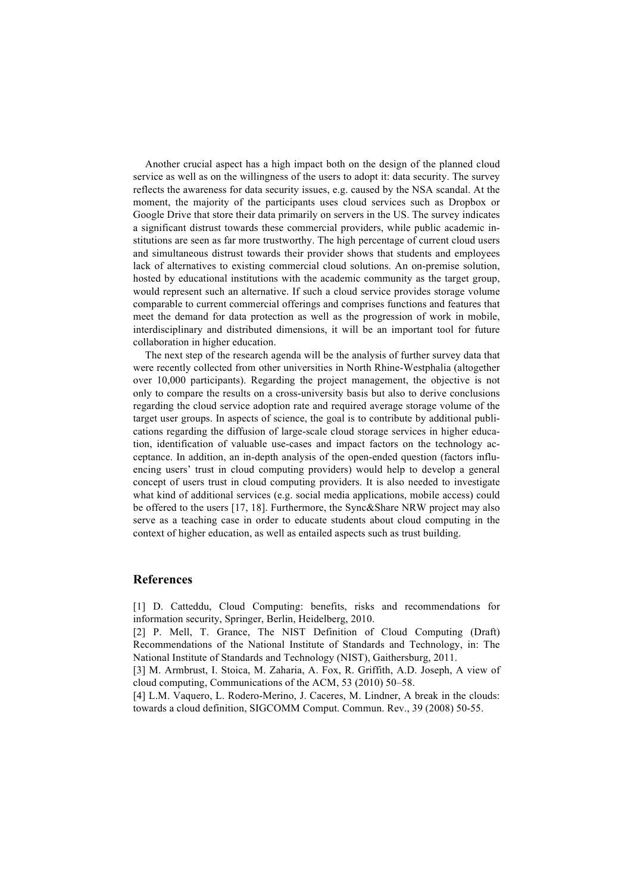Another crucial aspect has a high impact both on the design of the planned cloud service as well as on the willingness of the users to adopt it: data security. The survey reflects the awareness for data security issues, e.g. caused by the NSA scandal. At the moment, the majority of the participants uses cloud services such as Dropbox or Google Drive that store their data primarily on servers in the US. The survey indicates a significant distrust towards these commercial providers, while public academic institutions are seen as far more trustworthy. The high percentage of current cloud users and simultaneous distrust towards their provider shows that students and employees lack of alternatives to existing commercial cloud solutions. An on-premise solution, hosted by educational institutions with the academic community as the target group, would represent such an alternative. If such a cloud service provides storage volume comparable to current commercial offerings and comprises functions and features that meet the demand for data protection as well as the progression of work in mobile, interdisciplinary and distributed dimensions, it will be an important tool for future collaboration in higher education.

The next step of the research agenda will be the analysis of further survey data that were recently collected from other universities in North Rhine-Westphalia (altogether over 10,000 participants). Regarding the project management, the objective is not only to compare the results on a cross-university basis but also to derive conclusions regarding the cloud service adoption rate and required average storage volume of the target user groups. In aspects of science, the goal is to contribute by additional publications regarding the diffusion of large-scale cloud storage services in higher education, identification of valuable use-cases and impact factors on the technology acceptance. In addition, an in-depth analysis of the open-ended question (factors influencing users' trust in cloud computing providers) would help to develop a general concept of users trust in cloud computing providers. It is also needed to investigate what kind of additional services (e.g. social media applications, mobile access) could be offered to the users [17, 18]. Furthermore, the Sync&Share NRW project may also serve as a teaching case in order to educate students about cloud computing in the context of higher education, as well as entailed aspects such as trust building.

## References

[1] D. Catteddu, Cloud Computing: benefits, risks and recommendations for information security, Springer, Berlin, Heidelberg, 2010.

[2] P. Mell, T. Grance, The NIST Definition of Cloud Computing (Draft) Recommendations of the National Institute of Standards and Technology, in: The National Institute of Standards and Technology (NIST), Gaithersburg, 2011.

[3] M. Armbrust, I. Stoica, M. Zaharia, A. Fox, R. Griffith, A.D. Joseph, A view of cloud computing, Communications of the ACM, 53 (2010) 50–58.

[4] L.M. Vaquero, L. Rodero-Merino, J. Caceres, M. Lindner, A break in the clouds: towards a cloud definition, SIGCOMM Comput. Commun. Rev., 39 (2008) 50-55.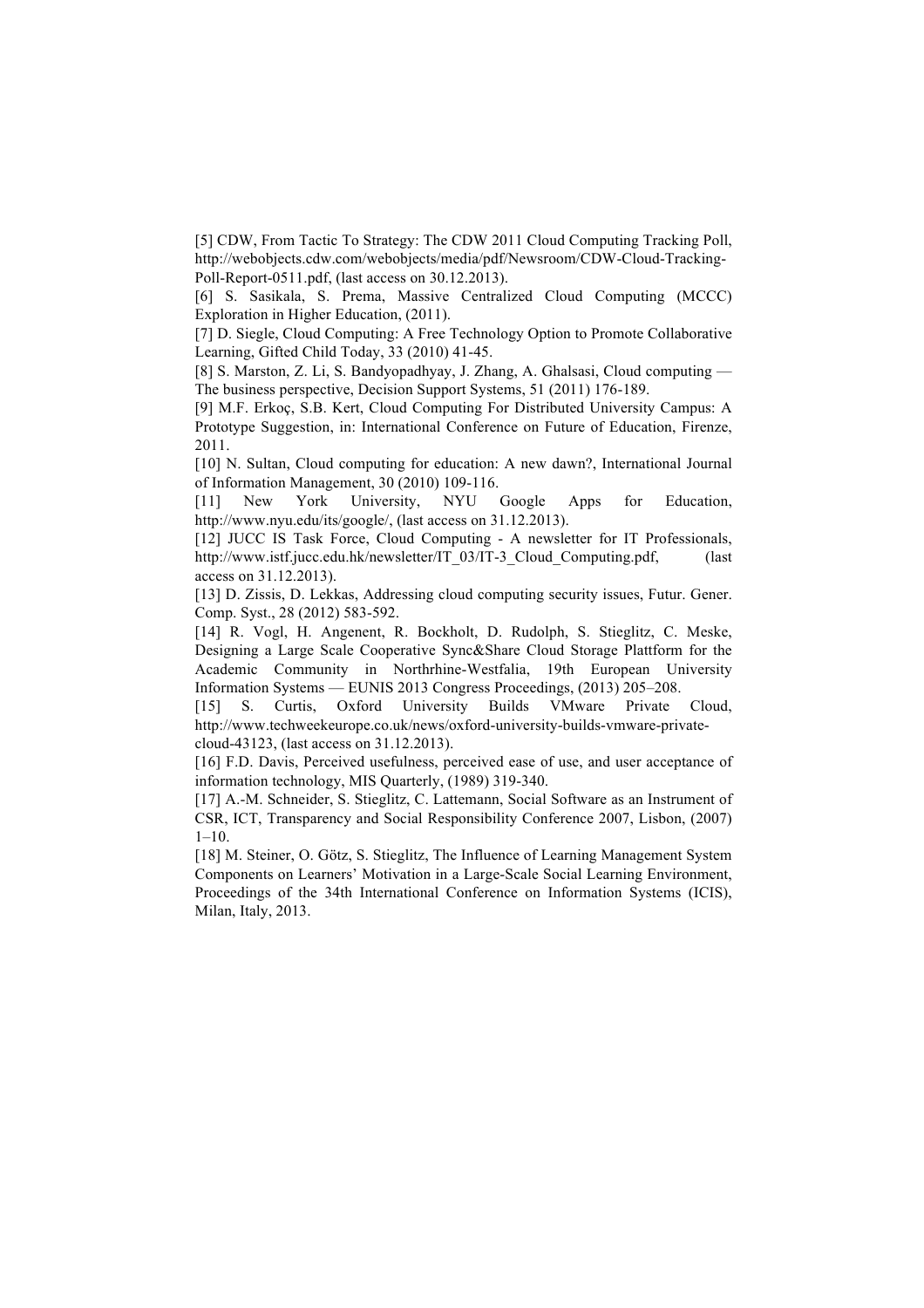[5] CDW, From Tactic To Strategy: The CDW 2011 Cloud Computing Tracking Poll, http://webobjects.cdw.com/webobjects/media/pdf/Newsroom/CDW-Cloud-Tracking-Poll-Report-0511.pdf, (last access on 30.12.2013).

[6] S. Sasikala, S. Prema, Massive Centralized Cloud Computing (MCCC) Exploration in Higher Education, (2011).

[7] D. Siegle, Cloud Computing: A Free Technology Option to Promote Collaborative Learning, Gifted Child Today, 33 (2010) 41-45.

[8] S. Marston, Z. Li, S. Bandyopadhyay, J. Zhang, A. Ghalsasi, Cloud computing — The business perspective, Decision Support Systems, 51 (2011) 176-189.

[9] M.F. Erkoç, S.B. Kert, Cloud Computing For Distributed University Campus: A Prototype Suggestion, in: International Conference on Future of Education, Firenze, 2011.

[10] N. Sultan, Cloud computing for education: A new dawn?, International Journal of Information Management, 30 (2010) 109-116.

[11] New York University, NYU Google Apps for Education, http://www.nyu.edu/its/google/, (last access on 31.12.2013).

[12] JUCC IS Task Force, Cloud Computing - A newsletter for IT Professionals, http://www.istf.jucc.edu.hk/newsletter/IT_03/IT-3_Cloud_Computing.pdf, (last access on 31.12.2013).

[13] D. Zissis, D. Lekkas, Addressing cloud computing security issues, Futur. Gener. Comp. Syst., 28 (2012) 583-592.

[14] R. Vogl, H. Angenent, R. Bockholt, D. Rudolph, S. Stieglitz, C. Meske, Designing a Large Scale Cooperative Sync&Share Cloud Storage Plattform for the Academic Community in Northrhine-Westfalia, 19th European University Information Systems — EUNIS 2013 Congress Proceedings, (2013) 205–208.

[15] S. Curtis, Oxford University Builds VMware Private Cloud, http://www.techweekeurope.co.uk/news/oxford-university-builds-vmware-private-cloud-43123, (last access on 31.12.2013).

[16] F.D. Davis, Perceived usefulness, perceived ease of use, and user acceptance of information technology, MIS Quarterly, (1989) 319-340.

[17] A.-M. Schneider, S. Stieglitz, C. Lattemann, Social Software as an Instrument of CSR, ICT, Transparency and Social Responsibility Conference 2007, Lisbon, (2007) 1–10.

[18] M. Steiner, O. Götz, S. Stieglitz, The Influence of Learning Management System Components on Learners' Motivation in a Large-Scale Social Learning Environment, Proceedings of the 34th International Conference on Information Systems (ICIS), Milan, Italy, 2013.